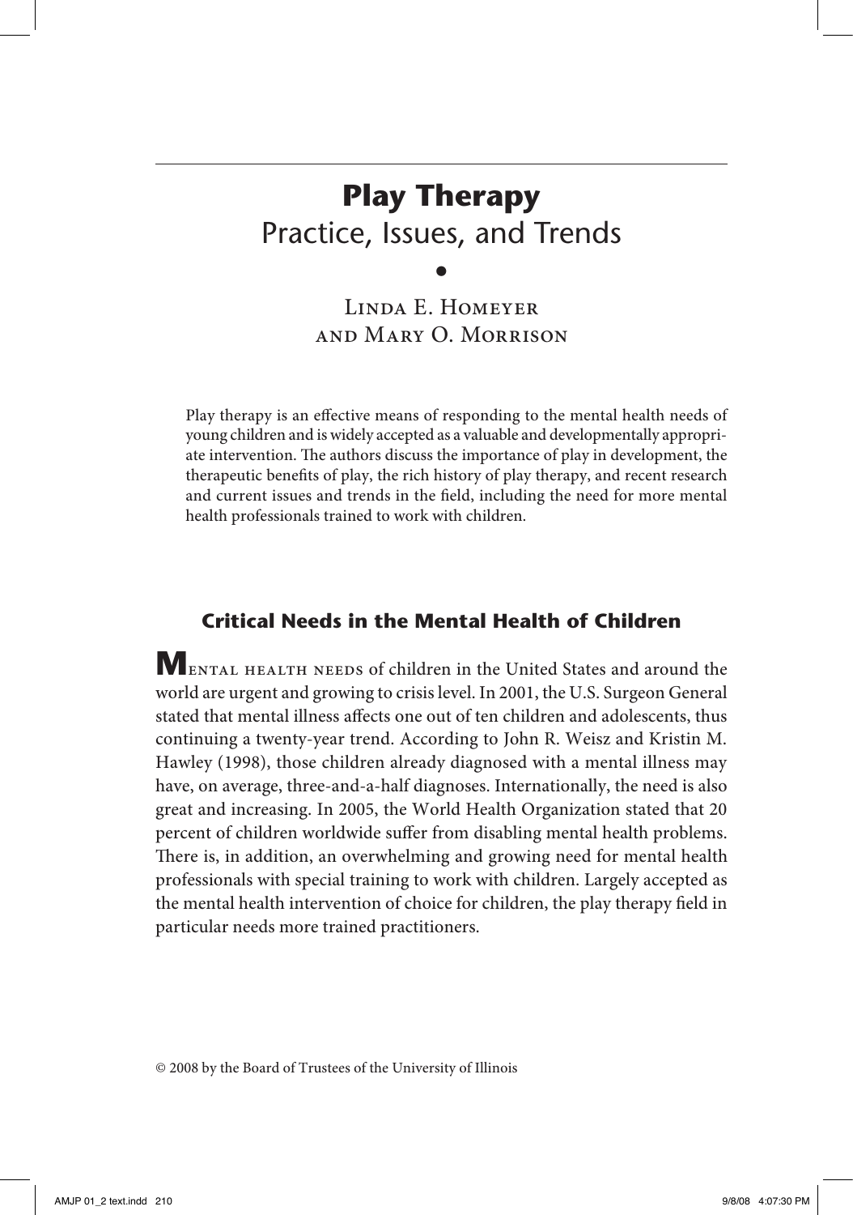# Play Therapy
## Practice, Issues, and Trends

•

Linda E. Homeyer
and Mary O. Morrison

Play therapy is an effective means of responding to the mental health needs of young children and is widely accepted as a valuable and developmentally appropriate intervention. The authors discuss the importance of play in development, the therapeutic benefits of play, the rich history of play therapy, and recent research and current issues and trends in the field, including the need for more mental health professionals trained to work with children.

## Critical Needs in the Mental Health of Children

**M**ental health needs of children in the United States and around the world are urgent and growing to crisis level. In 2001, the U.S. Surgeon General stated that mental illness affects one out of ten children and adolescents, thus continuing a twenty-year trend. According to John R. Weisz and Kristin M. Hawley (1998), those children already diagnosed with a mental illness may have, on average, three-and-a-half diagnoses. Internationally, the need is also great and increasing. In 2005, the World Health Organization stated that 20 percent of children worldwide suffer from disabling mental health problems. There is, in addition, an overwhelming and growing need for mental health professionals with special training to work with children. Largely accepted as the mental health intervention of choice for children, the play therapy field in particular needs more trained practitioners.

© 2008 by the Board of Trustees of the University of Illinois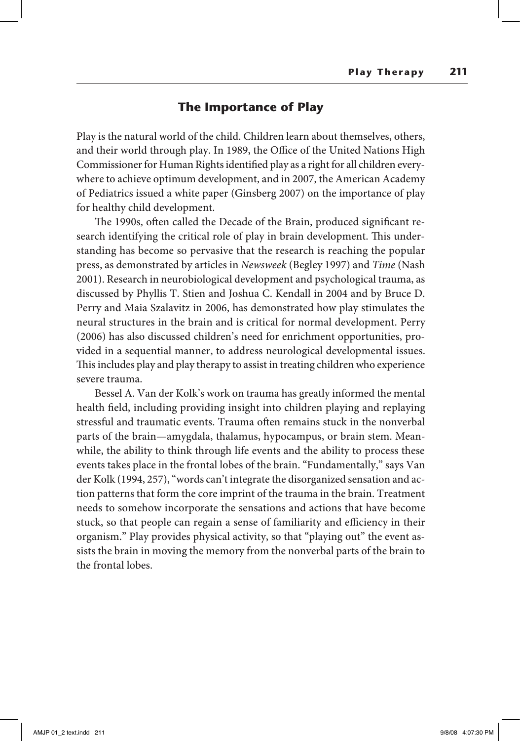## The Importance of Play

Play is the natural world of the child. Children learn about themselves, others, and their world through play. In 1989, the Office of the United Nations High Commissioner for Human Rights identified play as a right for all children everywhere to achieve optimum development, and in 2007, the American Academy of Pediatrics issued a white paper (Ginsberg 2007) on the importance of play for healthy child development.

The 1990s, often called the Decade of the Brain, produced significant research identifying the critical role of play in brain development. This understanding has become so pervasive that the research is reaching the popular press, as demonstrated by articles in *Newsweek* (Begley 1997) and *Time* (Nash 2001). Research in neurobiological development and psychological trauma, as discussed by Phyllis T. Stien and Joshua C. Kendall in 2004 and by Bruce D. Perry and Maia Szalavitz in 2006, has demonstrated how play stimulates the neural structures in the brain and is critical for normal development. Perry (2006) has also discussed children's need for enrichment opportunities, provided in a sequential manner, to address neurological developmental issues. This includes play and play therapy to assist in treating children who experience severe trauma.

Bessel A. Van der Kolk's work on trauma has greatly informed the mental health field, including providing insight into children playing and replaying stressful and traumatic events. Trauma often remains stuck in the nonverbal parts of the brain—amygdala, thalamus, hypocampus, or brain stem. Meanwhile, the ability to think through life events and the ability to process these events takes place in the frontal lobes of the brain. "Fundamentally," says Van der Kolk (1994, 257), "words can't integrate the disorganized sensation and action patterns that form the core imprint of the trauma in the brain. Treatment needs to somehow incorporate the sensations and actions that have become stuck, so that people can regain a sense of familiarity and efficiency in their organism." Play provides physical activity, so that "playing out" the event assists the brain in moving the memory from the nonverbal parts of the brain to the frontal lobes.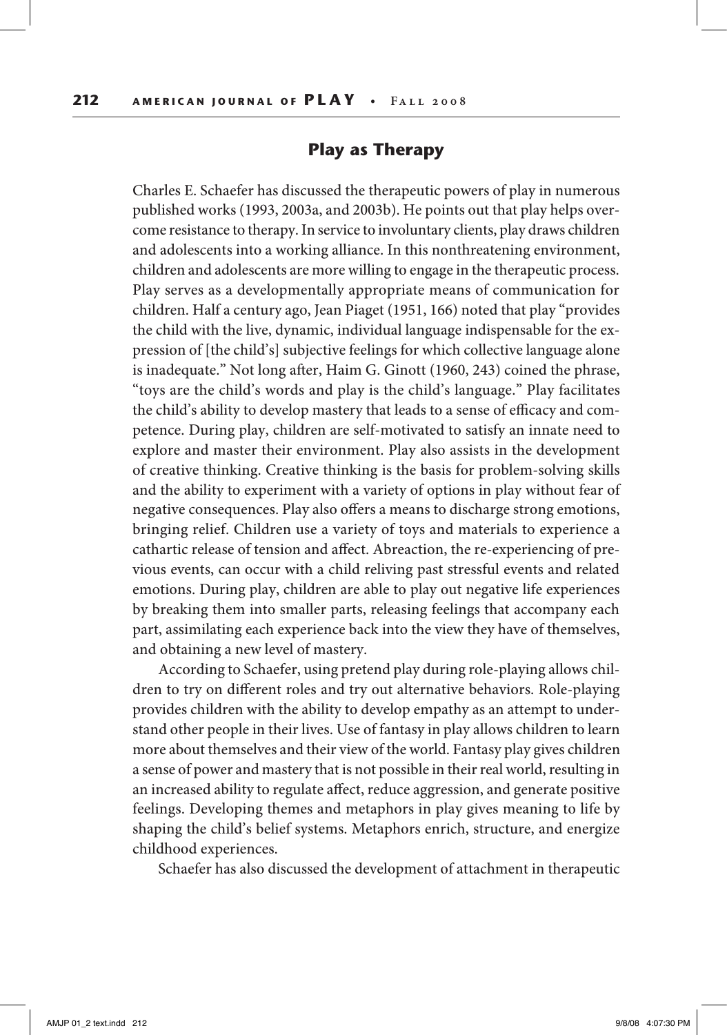## Play as Therapy

Charles E. Schaefer has discussed the therapeutic powers of play in numerous published works (1993, 2003a, and 2003b). He points out that play helps overcome resistance to therapy. In service to involuntary clients, play draws children and adolescents into a working alliance. In this nonthreatening environment, children and adolescents are more willing to engage in the therapeutic process. Play serves as a developmentally appropriate means of communication for children. Half a century ago, Jean Piaget (1951, 166) noted that play "provides the child with the live, dynamic, individual language indispensable for the expression of [the child's] subjective feelings for which collective language alone is inadequate." Not long after, Haim G. Ginott (1960, 243) coined the phrase, "toys are the child's words and play is the child's language." Play facilitates the child's ability to develop mastery that leads to a sense of efficacy and competence. During play, children are self-motivated to satisfy an innate need to explore and master their environment. Play also assists in the development of creative thinking. Creative thinking is the basis for problem-solving skills and the ability to experiment with a variety of options in play without fear of negative consequences. Play also offers a means to discharge strong emotions, bringing relief. Children use a variety of toys and materials to experience a cathartic release of tension and affect. Abreaction, the re-experiencing of previous events, can occur with a child reliving past stressful events and related emotions. During play, children are able to play out negative life experiences by breaking them into smaller parts, releasing feelings that accompany each part, assimilating each experience back into the view they have of themselves, and obtaining a new level of mastery.

According to Schaefer, using pretend play during role-playing allows children to try on different roles and try out alternative behaviors. Role-playing provides children with the ability to develop empathy as an attempt to understand other people in their lives. Use of fantasy in play allows children to learn more about themselves and their view of the world. Fantasy play gives children a sense of power and mastery that is not possible in their real world, resulting in an increased ability to regulate affect, reduce aggression, and generate positive feelings. Developing themes and metaphors in play gives meaning to life by shaping the child's belief systems. Metaphors enrich, structure, and energize childhood experiences.

Schaefer has also discussed the development of attachment in therapeutic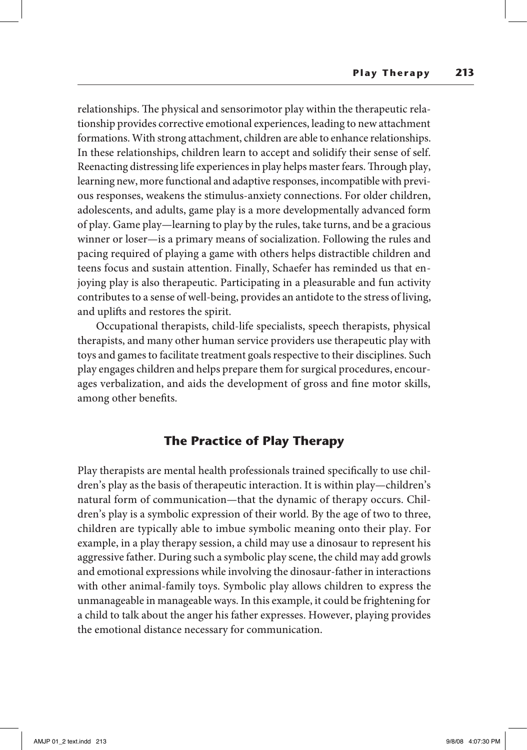relationships. The physical and sensorimotor play within the therapeutic relationship provides corrective emotional experiences, leading to new attachment formations. With strong attachment, children are able to enhance relationships. In these relationships, children learn to accept and solidify their sense of self. Reenacting distressing life experiences in play helps master fears. Through play, learning new, more functional and adaptive responses, incompatible with previous responses, weakens the stimulus-anxiety connections. For older children, adolescents, and adults, game play is a more developmentally advanced form of play. Game play—learning to play by the rules, take turns, and be a gracious winner or loser—is a primary means of socialization. Following the rules and pacing required of playing a game with others helps distractible children and teens focus and sustain attention. Finally, Schaefer has reminded us that enjoying play is also therapeutic. Participating in a pleasurable and fun activity contributes to a sense of well-being, provides an antidote to the stress of living, and uplifts and restores the spirit.

Occupational therapists, child-life specialists, speech therapists, physical therapists, and many other human service providers use therapeutic play with toys and games to facilitate treatment goals respective to their disciplines. Such play engages children and helps prepare them for surgical procedures, encourages verbalization, and aids the development of gross and fine motor skills, among other benefits.

## The Practice of Play Therapy

Play therapists are mental health professionals trained specifically to use children's play as the basis of therapeutic interaction. It is within play—children's natural form of communication—that the dynamic of therapy occurs. Children's play is a symbolic expression of their world. By the age of two to three, children are typically able to imbue symbolic meaning onto their play. For example, in a play therapy session, a child may use a dinosaur to represent his aggressive father. During such a symbolic play scene, the child may add growls and emotional expressions while involving the dinosaur-father in interactions with other animal-family toys. Symbolic play allows children to express the unmanageable in manageable ways. In this example, it could be frightening for a child to talk about the anger his father expresses. However, playing provides the emotional distance necessary for communication.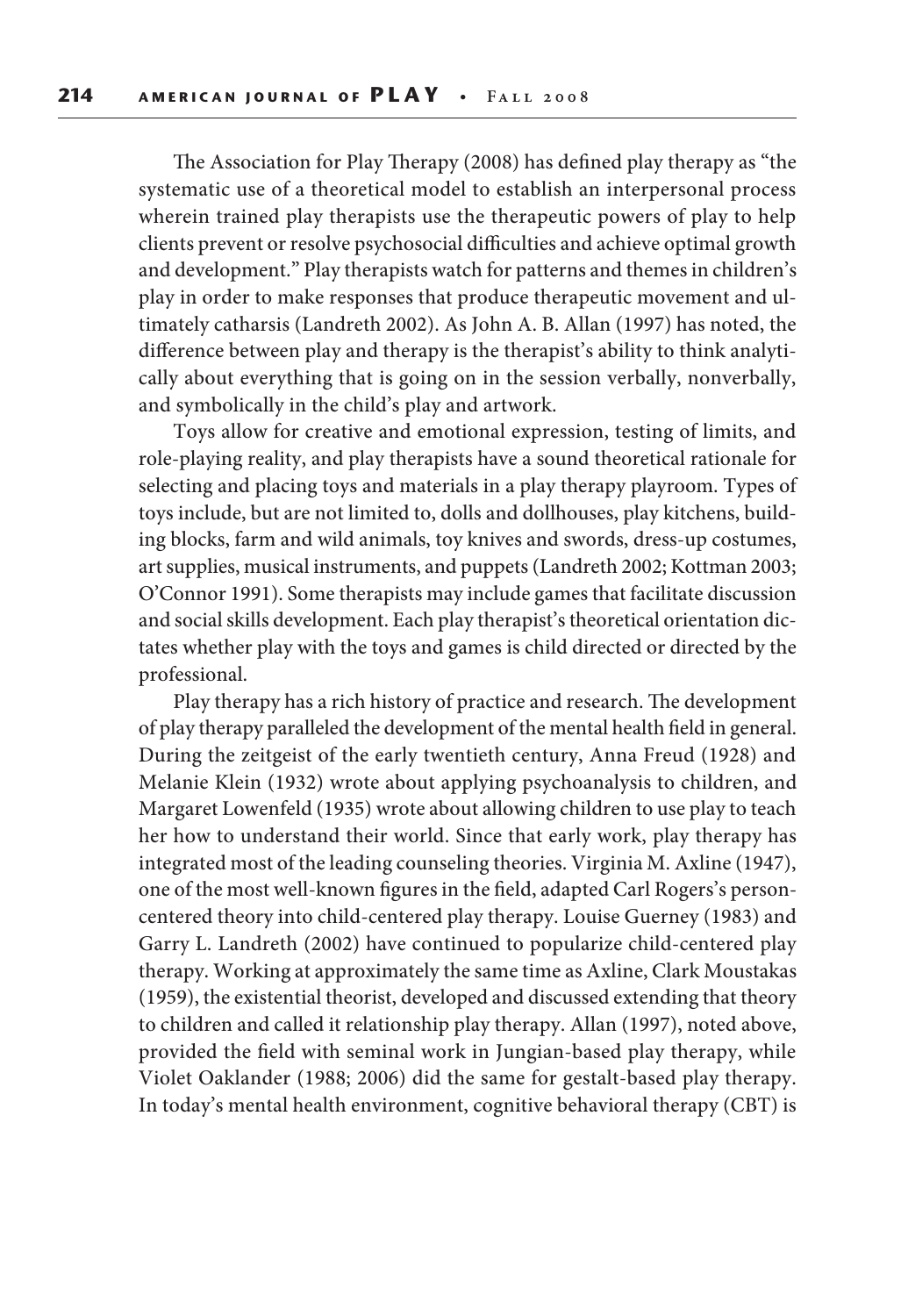The Association for Play Therapy (2008) has defined play therapy as "the systematic use of a theoretical model to establish an interpersonal process wherein trained play therapists use the therapeutic powers of play to help clients prevent or resolve psychosocial difficulties and achieve optimal growth and development." Play therapists watch for patterns and themes in children's play in order to make responses that produce therapeutic movement and ultimately catharsis (Landreth 2002). As John A. B. Allan (1997) has noted, the difference between play and therapy is the therapist's ability to think analytically about everything that is going on in the session verbally, nonverbally, and symbolically in the child's play and artwork.

Toys allow for creative and emotional expression, testing of limits, and role-playing reality, and play therapists have a sound theoretical rationale for selecting and placing toys and materials in a play therapy playroom. Types of toys include, but are not limited to, dolls and dollhouses, play kitchens, building blocks, farm and wild animals, toy knives and swords, dress-up costumes, art supplies, musical instruments, and puppets (Landreth 2002; Kottman 2003; O'Connor 1991). Some therapists may include games that facilitate discussion and social skills development. Each play therapist's theoretical orientation dictates whether play with the toys and games is child directed or directed by the professional.

Play therapy has a rich history of practice and research. The development of play therapy paralleled the development of the mental health field in general. During the zeitgeist of the early twentieth century, Anna Freud (1928) and Melanie Klein (1932) wrote about applying psychoanalysis to children, and Margaret Lowenfeld (1935) wrote about allowing children to use play to teach her how to understand their world. Since that early work, play therapy has integrated most of the leading counseling theories. Virginia M. Axline (1947), one of the most well-known figures in the field, adapted Carl Rogers's person-centered theory into child-centered play therapy. Louise Guerney (1983) and Garry L. Landreth (2002) have continued to popularize child-centered play therapy. Working at approximately the same time as Axline, Clark Moustakas (1959), the existential theorist, developed and discussed extending that theory to children and called it relationship play therapy. Allan (1997), noted above, provided the field with seminal work in Jungian-based play therapy, while Violet Oaklander (1988; 2006) did the same for gestalt-based play therapy. In today's mental health environment, cognitive behavioral therapy (CBT) is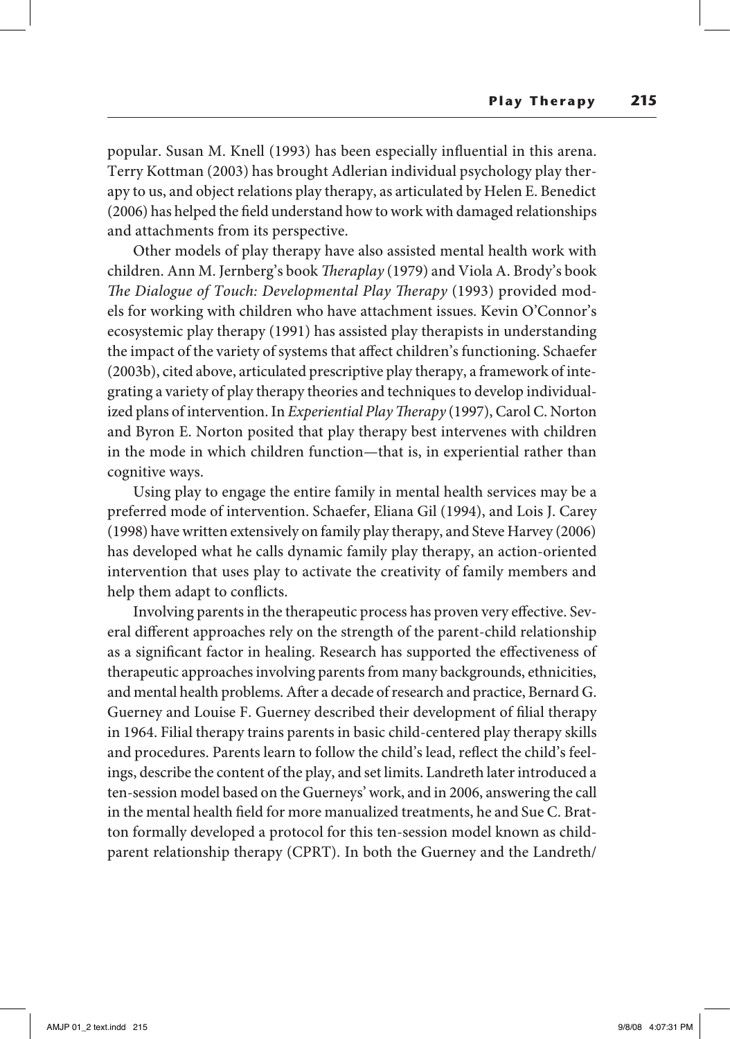popular. Susan M. Knell (1993) has been especially influential in this arena. Terry Kottman (2003) has brought Adlerian individual psychology play therapy to us, and object relations play therapy, as articulated by Helen E. Benedict (2006) has helped the field understand how to work with damaged relationships and attachments from its perspective.

Other models of play therapy have also assisted mental health work with children. Ann M. Jernberg's book *Theraplay* (1979) and Viola A. Brody's book *The Dialogue of Touch: Developmental Play Therapy* (1993) provided models for working with children who have attachment issues. Kevin O'Connor's ecosystemic play therapy (1991) has assisted play therapists in understanding the impact of the variety of systems that affect children's functioning. Schaefer (2003b), cited above, articulated prescriptive play therapy, a framework of integrating a variety of play therapy theories and techniques to develop individualized plans of intervention. In *Experiential Play Therapy* (1997), Carol C. Norton and Byron E. Norton posited that play therapy best intervenes with children in the mode in which children function—that is, in experiential rather than cognitive ways.

Using play to engage the entire family in mental health services may be a preferred mode of intervention. Schaefer, Eliana Gil (1994), and Lois J. Carey (1998) have written extensively on family play therapy, and Steve Harvey (2006) has developed what he calls dynamic family play therapy, an action-oriented intervention that uses play to activate the creativity of family members and help them adapt to conflicts.

Involving parents in the therapeutic process has proven very effective. Several different approaches rely on the strength of the parent-child relationship as a significant factor in healing. Research has supported the effectiveness of therapeutic approaches involving parents from many backgrounds, ethnicities, and mental health problems. After a decade of research and practice, Bernard G. Guerney and Louise F. Guerney described their development of filial therapy in 1964. Filial therapy trains parents in basic child-centered play therapy skills and procedures. Parents learn to follow the child's lead, reflect the child's feelings, describe the content of the play, and set limits. Landreth later introduced a ten-session model based on the Guerneys' work, and in 2006, answering the call in the mental health field for more manualized treatments, he and Sue C. Bratton formally developed a protocol for this ten-session model known as child-parent relationship therapy (CPRT). In both the Guerney and the Landreth/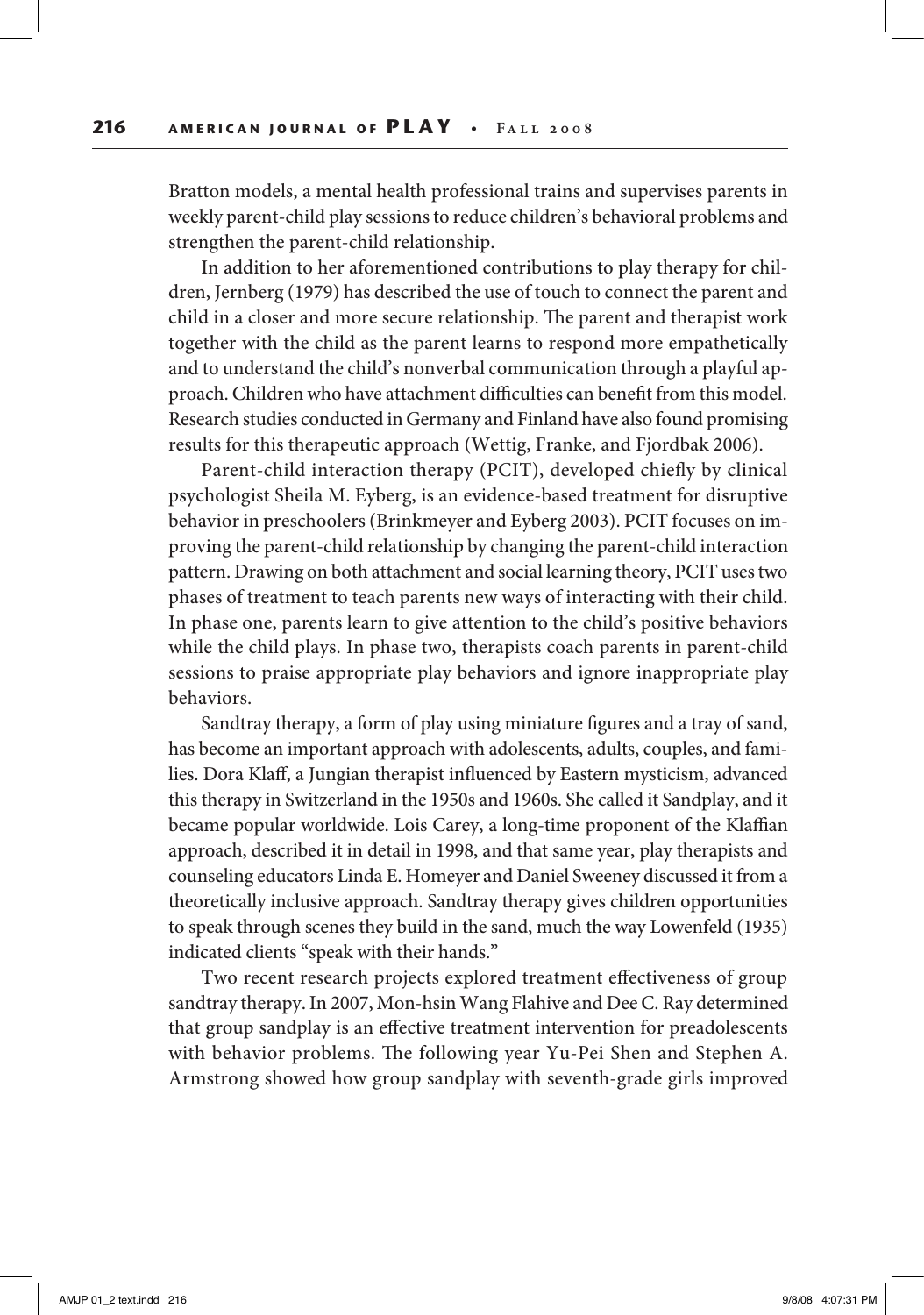Bratton models, a mental health professional trains and supervises parents in weekly parent-child play sessions to reduce children's behavioral problems and strengthen the parent-child relationship.

In addition to her aforementioned contributions to play therapy for children, Jernberg (1979) has described the use of touch to connect the parent and child in a closer and more secure relationship. The parent and therapist work together with the child as the parent learns to respond more empathetically and to understand the child's nonverbal communication through a playful approach. Children who have attachment difficulties can benefit from this model. Research studies conducted in Germany and Finland have also found promising results for this therapeutic approach (Wettig, Franke, and Fjordbak 2006).

Parent-child interaction therapy (PCIT), developed chiefly by clinical psychologist Sheila M. Eyberg, is an evidence-based treatment for disruptive behavior in preschoolers (Brinkmeyer and Eyberg 2003). PCIT focuses on improving the parent-child relationship by changing the parent-child interaction pattern. Drawing on both attachment and social learning theory, PCIT uses two phases of treatment to teach parents new ways of interacting with their child. In phase one, parents learn to give attention to the child's positive behaviors while the child plays. In phase two, therapists coach parents in parent-child sessions to praise appropriate play behaviors and ignore inappropriate play behaviors.

Sandtray therapy, a form of play using miniature figures and a tray of sand, has become an important approach with adolescents, adults, couples, and families. Dora Klaff, a Jungian therapist influenced by Eastern mysticism, advanced this therapy in Switzerland in the 1950s and 1960s. She called it Sandplay, and it became popular worldwide. Lois Carey, a long-time proponent of the Klaffian approach, described it in detail in 1998, and that same year, play therapists and counseling educators Linda E. Homeyer and Daniel Sweeney discussed it from a theoretically inclusive approach. Sandtray therapy gives children opportunities to speak through scenes they build in the sand, much the way Lowenfeld (1935) indicated clients "speak with their hands."

Two recent research projects explored treatment effectiveness of group sandtray therapy. In 2007, Mon-hsin Wang Flahive and Dee C. Ray determined that group sandplay is an effective treatment intervention for preadolescents with behavior problems. The following year Yu-Pei Shen and Stephen A. Armstrong showed how group sandplay with seventh-grade girls improved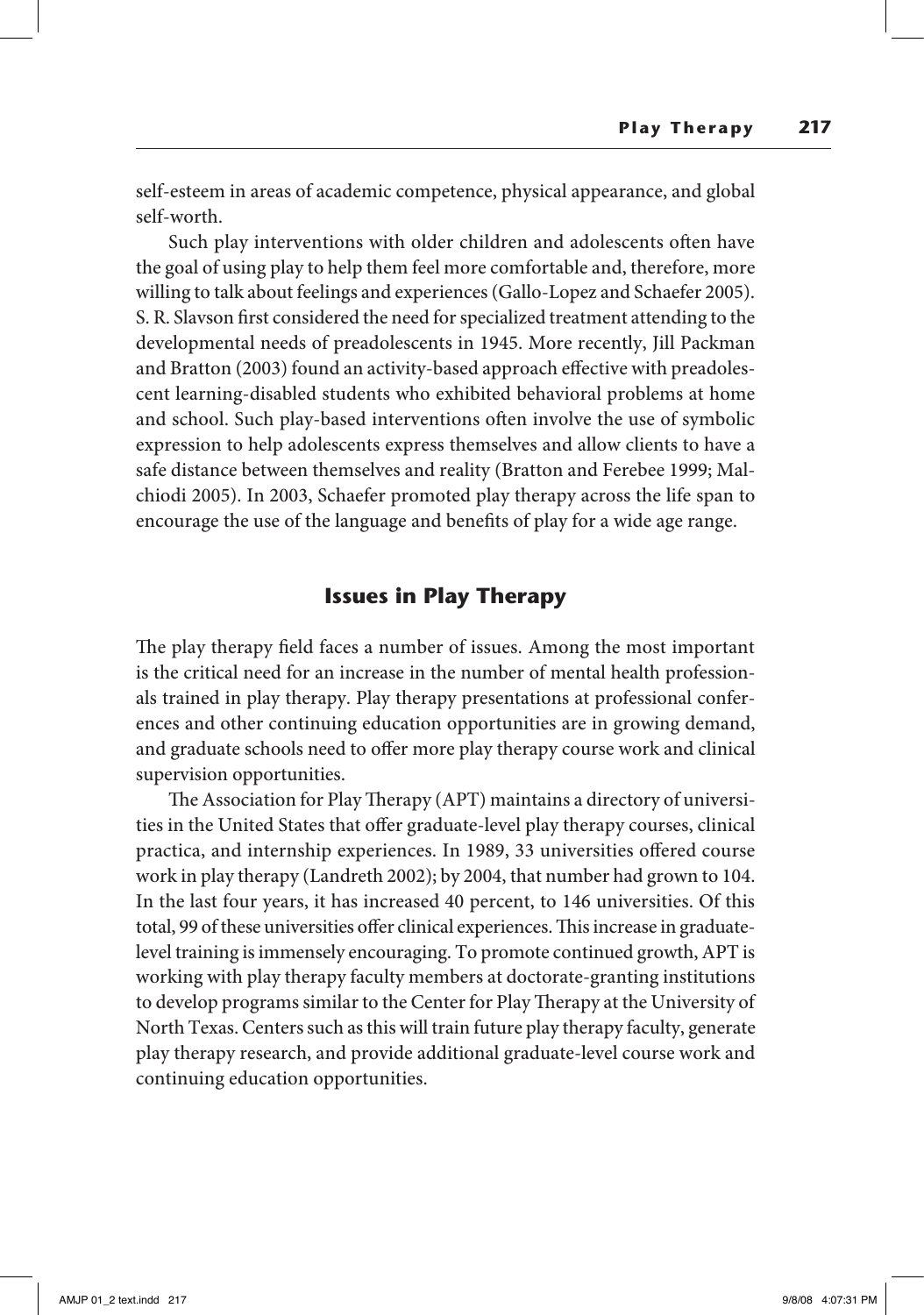self-esteem in areas of academic competence, physical appearance, and global self-worth.

Such play interventions with older children and adolescents often have the goal of using play to help them feel more comfortable and, therefore, more willing to talk about feelings and experiences (Gallo-Lopez and Schaefer 2005). S. R. Slavson first considered the need for specialized treatment attending to the developmental needs of preadolescents in 1945. More recently, Jill Packman and Bratton (2003) found an activity-based approach effective with preadolescent learning-disabled students who exhibited behavioral problems at home and school. Such play-based interventions often involve the use of symbolic expression to help adolescents express themselves and allow clients to have a safe distance between themselves and reality (Bratton and Ferebee 1999; Malchiodi 2005). In 2003, Schaefer promoted play therapy across the life span to encourage the use of the language and benefits of play for a wide age range.

## Issues in Play Therapy

The play therapy field faces a number of issues. Among the most important is the critical need for an increase in the number of mental health professionals trained in play therapy. Play therapy presentations at professional conferences and other continuing education opportunities are in growing demand, and graduate schools need to offer more play therapy course work and clinical supervision opportunities.

The Association for Play Therapy (APT) maintains a directory of universities in the United States that offer graduate-level play therapy courses, clinical practica, and internship experiences. In 1989, 33 universities offered course work in play therapy (Landreth 2002); by 2004, that number had grown to 104. In the last four years, it has increased 40 percent, to 146 universities. Of this total, 99 of these universities offer clinical experiences. This increase in graduate-level training is immensely encouraging. To promote continued growth, APT is working with play therapy faculty members at doctorate-granting institutions to develop programs similar to the Center for Play Therapy at the University of North Texas. Centers such as this will train future play therapy faculty, generate play therapy research, and provide additional graduate-level course work and continuing education opportunities.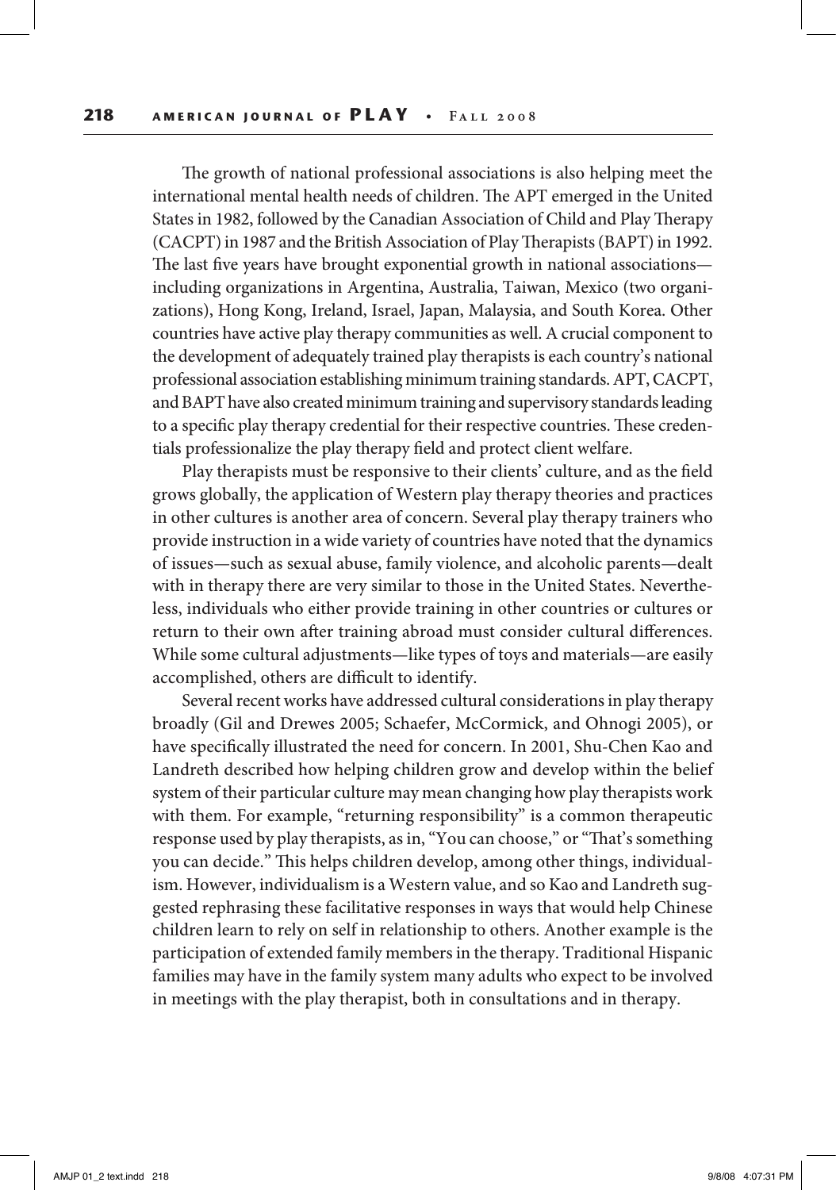The growth of national professional associations is also helping meet the international mental health needs of children. The APT emerged in the United States in 1982, followed by the Canadian Association of Child and Play Therapy (CACPT) in 1987 and the British Association of Play Therapists (BAPT) in 1992. The last five years have brought exponential growth in national associations—including organizations in Argentina, Australia, Taiwan, Mexico (two organizations), Hong Kong, Ireland, Israel, Japan, Malaysia, and South Korea. Other countries have active play therapy communities as well. A crucial component to the development of adequately trained play therapists is each country's national professional association establishing minimum training standards. APT, CACPT, and BAPT have also created minimum training and supervisory standards leading to a specific play therapy credential for their respective countries. These credentials professionalize the play therapy field and protect client welfare.

Play therapists must be responsive to their clients' culture, and as the field grows globally, the application of Western play therapy theories and practices in other cultures is another area of concern. Several play therapy trainers who provide instruction in a wide variety of countries have noted that the dynamics of issues—such as sexual abuse, family violence, and alcoholic parents—dealt with in therapy there are very similar to those in the United States. Nevertheless, individuals who either provide training in other countries or cultures or return to their own after training abroad must consider cultural differences. While some cultural adjustments—like types of toys and materials—are easily accomplished, others are difficult to identify.

Several recent works have addressed cultural considerations in play therapy broadly (Gil and Drewes 2005; Schaefer, McCormick, and Ohnogi 2005), or have specifically illustrated the need for concern. In 2001, Shu-Chen Kao and Landreth described how helping children grow and develop within the belief system of their particular culture may mean changing how play therapists work with them. For example, "returning responsibility" is a common therapeutic response used by play therapists, as in, "You can choose," or "That's something you can decide." This helps children develop, among other things, individualism. However, individualism is a Western value, and so Kao and Landreth suggested rephrasing these facilitative responses in ways that would help Chinese children learn to rely on self in relationship to others. Another example is the participation of extended family members in the therapy. Traditional Hispanic families may have in the family system many adults who expect to be involved in meetings with the play therapist, both in consultations and in therapy.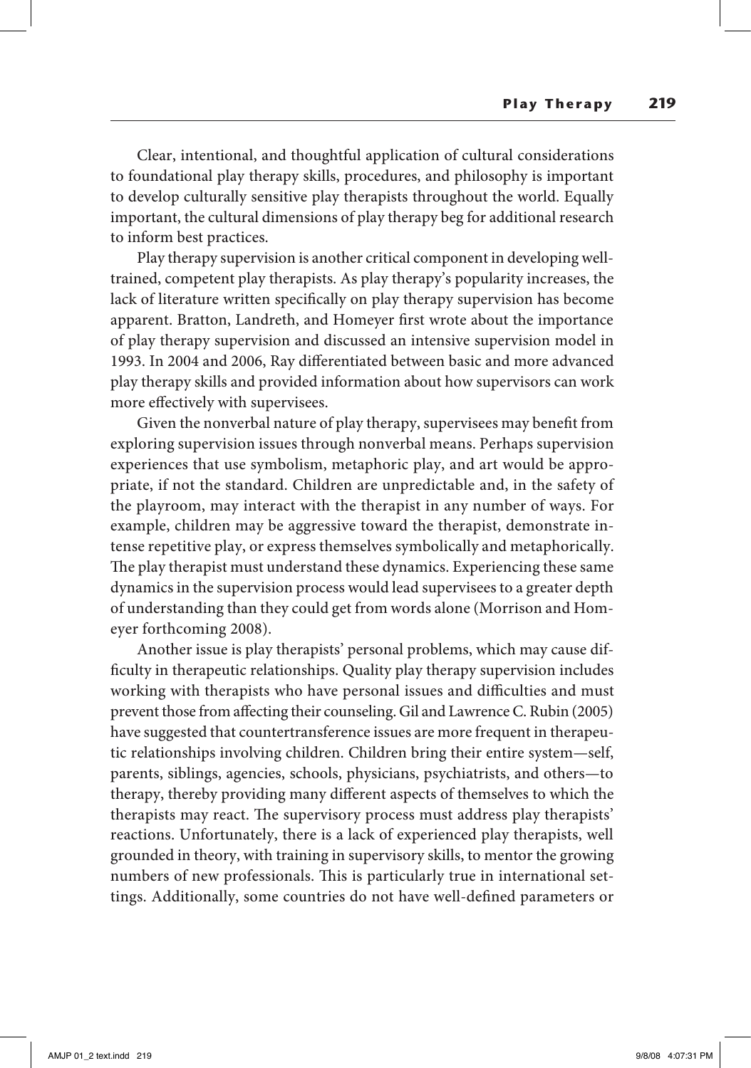Clear, intentional, and thoughtful application of cultural considerations to foundational play therapy skills, procedures, and philosophy is important to develop culturally sensitive play therapists throughout the world. Equally important, the cultural dimensions of play therapy beg for additional research to inform best practices.

Play therapy supervision is another critical component in developing well-trained, competent play therapists. As play therapy's popularity increases, the lack of literature written specifically on play therapy supervision has become apparent. Bratton, Landreth, and Homeyer first wrote about the importance of play therapy supervision and discussed an intensive supervision model in 1993. In 2004 and 2006, Ray differentiated between basic and more advanced play therapy skills and provided information about how supervisors can work more effectively with supervisees.

Given the nonverbal nature of play therapy, supervisees may benefit from exploring supervision issues through nonverbal means. Perhaps supervision experiences that use symbolism, metaphoric play, and art would be appropriate, if not the standard. Children are unpredictable and, in the safety of the playroom, may interact with the therapist in any number of ways. For example, children may be aggressive toward the therapist, demonstrate intense repetitive play, or express themselves symbolically and metaphorically. The play therapist must understand these dynamics. Experiencing these same dynamics in the supervision process would lead supervisees to a greater depth of understanding than they could get from words alone (Morrison and Homeyer forthcoming 2008).

Another issue is play therapists' personal problems, which may cause difficulty in therapeutic relationships. Quality play therapy supervision includes working with therapists who have personal issues and difficulties and must prevent those from affecting their counseling. Gil and Lawrence C. Rubin (2005) have suggested that countertransference issues are more frequent in therapeutic relationships involving children. Children bring their entire system—self, parents, siblings, agencies, schools, physicians, psychiatrists, and others—to therapy, thereby providing many different aspects of themselves to which the therapists may react. The supervisory process must address play therapists' reactions. Unfortunately, there is a lack of experienced play therapists, well grounded in theory, with training in supervisory skills, to mentor the growing numbers of new professionals. This is particularly true in international settings. Additionally, some countries do not have well-defined parameters or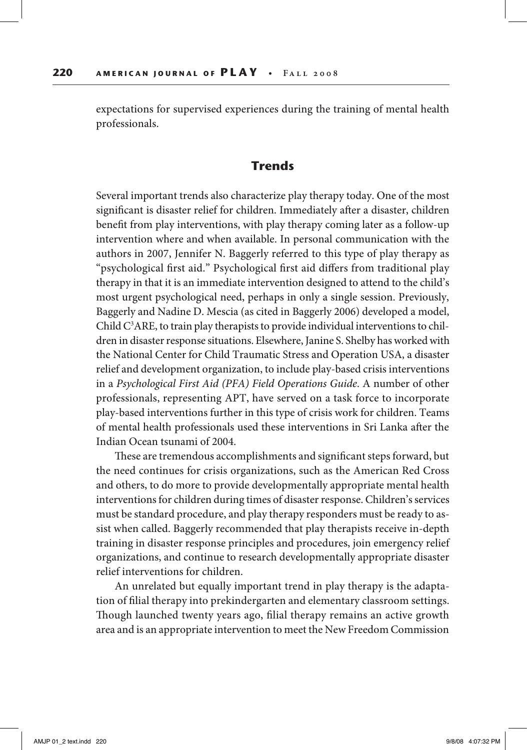expectations for supervised experiences during the training of mental health professionals.

## Trends

Several important trends also characterize play therapy today. One of the most significant is disaster relief for children. Immediately after a disaster, children benefit from play interventions, with play therapy coming later as a follow-up intervention where and when available. In personal communication with the authors in 2007, Jennifer N. Baggerly referred to this type of play therapy as "psychological first aid." Psychological first aid differs from traditional play therapy in that it is an immediate intervention designed to attend to the child's most urgent psychological need, perhaps in only a single session. Previously, Baggerly and Nadine D. Mescia (as cited in Baggerly 2006) developed a model, Child $C^3$ARE, to train play therapists to provide individual interventions to children in disaster response situations. Elsewhere, Janine S. Shelby has worked with the National Center for Child Traumatic Stress and Operation USA, a disaster relief and development organization, to include play-based crisis interventions in a *Psychological First Aid (PFA) Field Operations Guide*. A number of other professionals, representing APT, have served on a task force to incorporate play-based interventions further in this type of crisis work for children. Teams of mental health professionals used these interventions in Sri Lanka after the Indian Ocean tsunami of 2004.

These are tremendous accomplishments and significant steps forward, but the need continues for crisis organizations, such as the American Red Cross and others, to do more to provide developmentally appropriate mental health interventions for children during times of disaster response. Children's services must be standard procedure, and play therapy responders must be ready to assist when called. Baggerly recommended that play therapists receive in-depth training in disaster response principles and procedures, join emergency relief organizations, and continue to research developmentally appropriate disaster relief interventions for children.

An unrelated but equally important trend in play therapy is the adaptation of filial therapy into prekindergarten and elementary classroom settings. Though launched twenty years ago, filial therapy remains an active growth area and is an appropriate intervention to meet the New Freedom Commission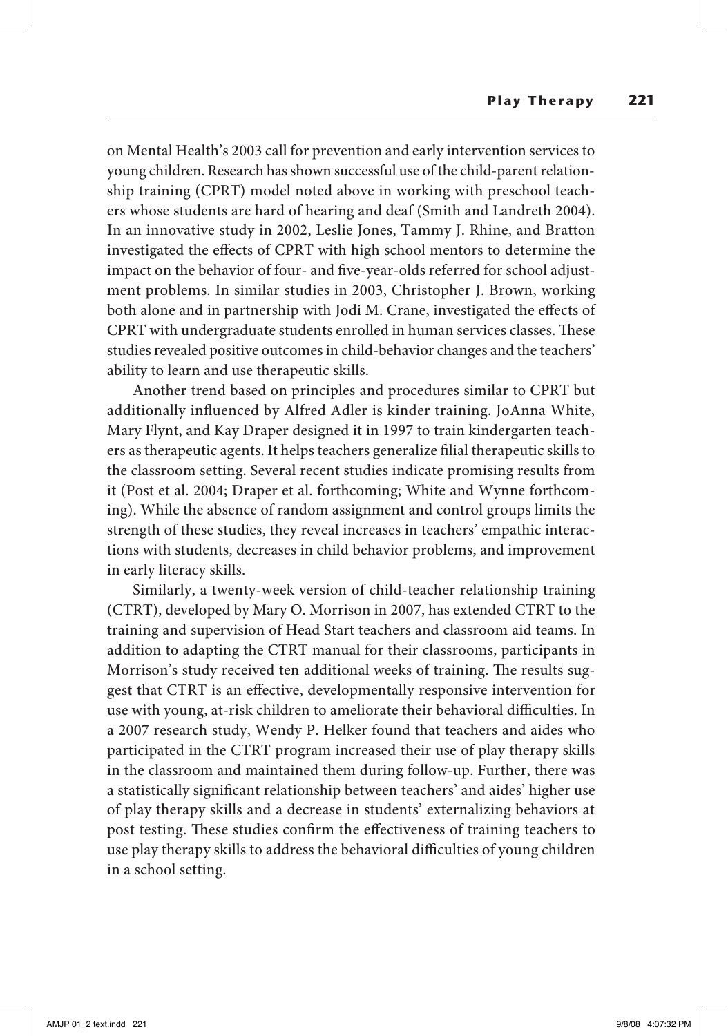on Mental Health's 2003 call for prevention and early intervention services to young children. Research has shown successful use of the child-parent relationship training (CPRT) model noted above in working with preschool teachers whose students are hard of hearing and deaf (Smith and Landreth 2004). In an innovative study in 2002, Leslie Jones, Tammy J. Rhine, and Bratton investigated the effects of CPRT with high school mentors to determine the impact on the behavior of four- and five-year-olds referred for school adjustment problems. In similar studies in 2003, Christopher J. Brown, working both alone and in partnership with Jodi M. Crane, investigated the effects of CPRT with undergraduate students enrolled in human services classes. These studies revealed positive outcomes in child-behavior changes and the teachers' ability to learn and use therapeutic skills.

Another trend based on principles and procedures similar to CPRT but additionally influenced by Alfred Adler is kinder training. JoAnna White, Mary Flynt, and Kay Draper designed it in 1997 to train kindergarten teachers as therapeutic agents. It helps teachers generalize filial therapeutic skills to the classroom setting. Several recent studies indicate promising results from it (Post et al. 2004; Draper et al. forthcoming; White and Wynne forthcoming). While the absence of random assignment and control groups limits the strength of these studies, they reveal increases in teachers' empathic interactions with students, decreases in child behavior problems, and improvement in early literacy skills.

Similarly, a twenty-week version of child-teacher relationship training (CTRT), developed by Mary O. Morrison in 2007, has extended CTRT to the training and supervision of Head Start teachers and classroom aid teams. In addition to adapting the CTRT manual for their classrooms, participants in Morrison's study received ten additional weeks of training. The results suggest that CTRT is an effective, developmentally responsive intervention for use with young, at-risk children to ameliorate their behavioral difficulties. In a 2007 research study, Wendy P. Helker found that teachers and aides who participated in the CTRT program increased their use of play therapy skills in the classroom and maintained them during follow-up. Further, there was a statistically significant relationship between teachers' and aides' higher use of play therapy skills and a decrease in students' externalizing behaviors at post testing. These studies confirm the effectiveness of training teachers to use play therapy skills to address the behavioral difficulties of young children in a school setting.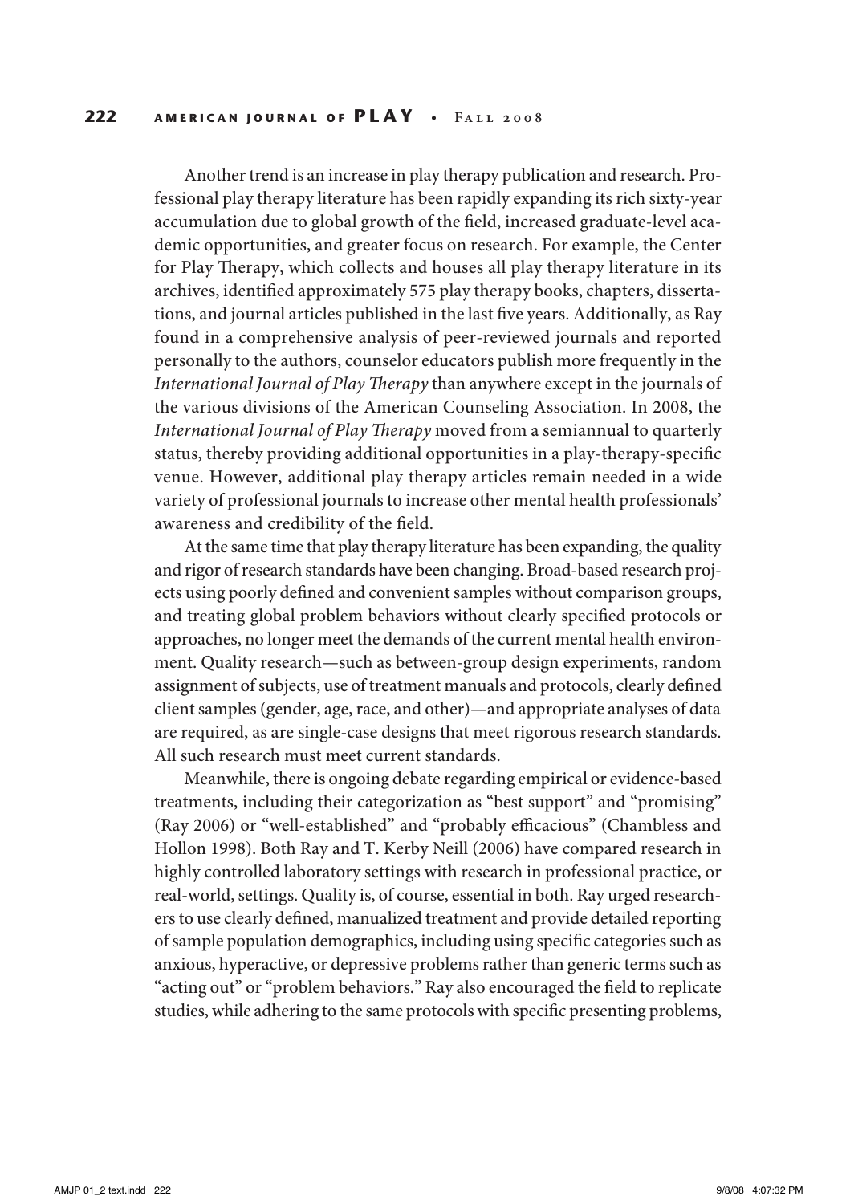Another trend is an increase in play therapy publication and research. Professional play therapy literature has been rapidly expanding its rich sixty-year accumulation due to global growth of the field, increased graduate-level academic opportunities, and greater focus on research. For example, the Center for Play Therapy, which collects and houses all play therapy literature in its archives, identified approximately 575 play therapy books, chapters, dissertations, and journal articles published in the last five years. Additionally, as Ray found in a comprehensive analysis of peer-reviewed journals and reported personally to the authors, counselor educators publish more frequently in the *International Journal of Play Therapy* than anywhere except in the journals of the various divisions of the American Counseling Association. In 2008, the *International Journal of Play Therapy* moved from a semiannual to quarterly status, thereby providing additional opportunities in a play-therapy-specific venue. However, additional play therapy articles remain needed in a wide variety of professional journals to increase other mental health professionals' awareness and credibility of the field.

At the same time that play therapy literature has been expanding, the quality and rigor of research standards have been changing. Broad-based research projects using poorly defined and convenient samples without comparison groups, and treating global problem behaviors without clearly specified protocols or approaches, no longer meet the demands of the current mental health environment. Quality research—such as between-group design experiments, random assignment of subjects, use of treatment manuals and protocols, clearly defined client samples (gender, age, race, and other)—and appropriate analyses of data are required, as are single-case designs that meet rigorous research standards. All such research must meet current standards.

Meanwhile, there is ongoing debate regarding empirical or evidence-based treatments, including their categorization as "best support" and "promising" (Ray 2006) or "well-established" and "probably efficacious" (Chambless and Hollon 1998). Both Ray and T. Kerby Neill (2006) have compared research in highly controlled laboratory settings with research in professional practice, or real-world, settings. Quality is, of course, essential in both. Ray urged researchers to use clearly defined, manualized treatment and provide detailed reporting of sample population demographics, including using specific categories such as anxious, hyperactive, or depressive problems rather than generic terms such as "acting out" or "problem behaviors." Ray also encouraged the field to replicate studies, while adhering to the same protocols with specific presenting problems,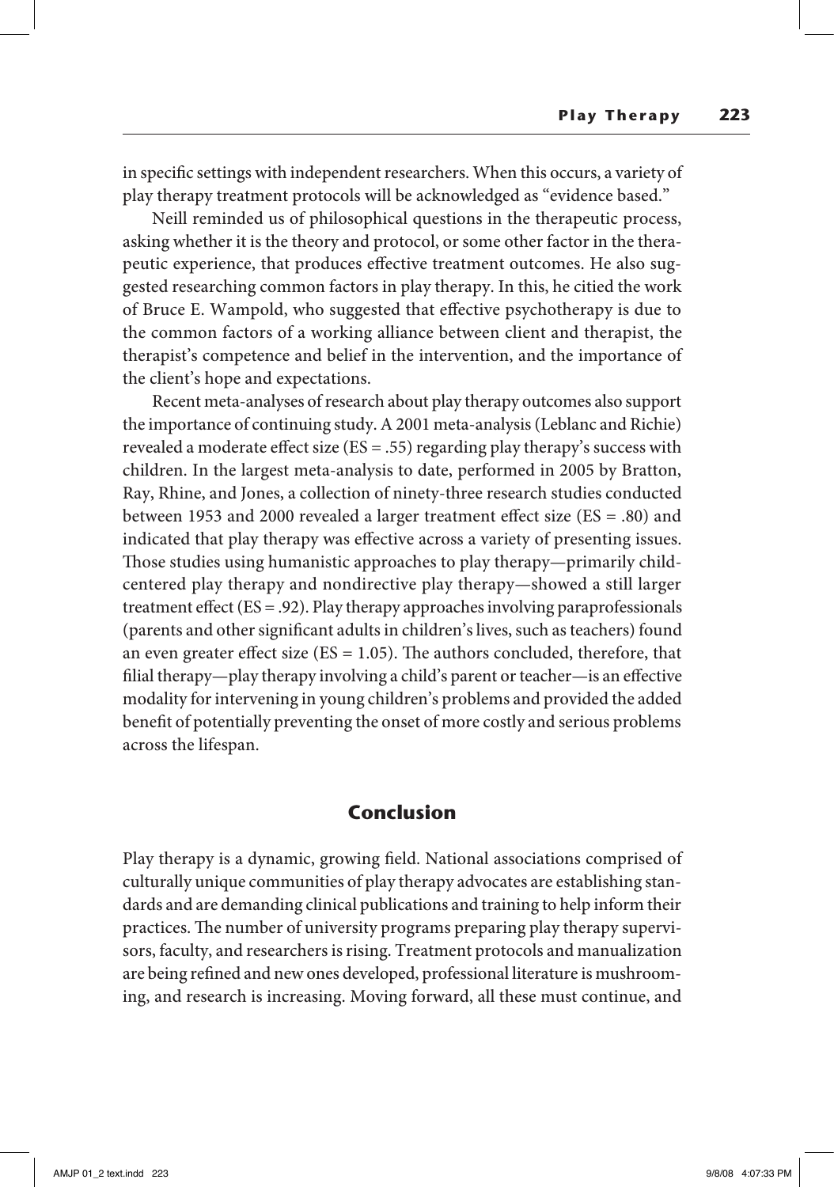in specific settings with independent researchers. When this occurs, a variety of play therapy treatment protocols will be acknowledged as "evidence based."

Neill reminded us of philosophical questions in the therapeutic process, asking whether it is the theory and protocol, or some other factor in the therapeutic experience, that produces effective treatment outcomes. He also suggested researching common factors in play therapy. In this, he citied the work of Bruce E. Wampold, who suggested that effective psychotherapy is due to the common factors of a working alliance between client and therapist, the therapist's competence and belief in the intervention, and the importance of the client's hope and expectations.

Recent meta-analyses of research about play therapy outcomes also support the importance of continuing study. A 2001 meta-analysis (Leblanc and Richie) revealed a moderate effect size (ES = .55) regarding play therapy's success with children. In the largest meta-analysis to date, performed in 2005 by Bratton, Ray, Rhine, and Jones, a collection of ninety-three research studies conducted between 1953 and 2000 revealed a larger treatment effect size (ES = .80) and indicated that play therapy was effective across a variety of presenting issues. Those studies using humanistic approaches to play therapy—primarily child-centered play therapy and nondirective play therapy—showed a still larger treatment effect (ES = .92). Play therapy approaches involving paraprofessionals (parents and other significant adults in children's lives, such as teachers) found an even greater effect size (ES = 1.05). The authors concluded, therefore, that filial therapy—play therapy involving a child's parent or teacher—is an effective modality for intervening in young children's problems and provided the added benefit of potentially preventing the onset of more costly and serious problems across the lifespan.

## Conclusion

Play therapy is a dynamic, growing field. National associations comprised of culturally unique communities of play therapy advocates are establishing standards and are demanding clinical publications and training to help inform their practices. The number of university programs preparing play therapy supervisors, faculty, and researchers is rising. Treatment protocols and manualization are being refined and new ones developed, professional literature is mushrooming, and research is increasing. Moving forward, all these must continue, and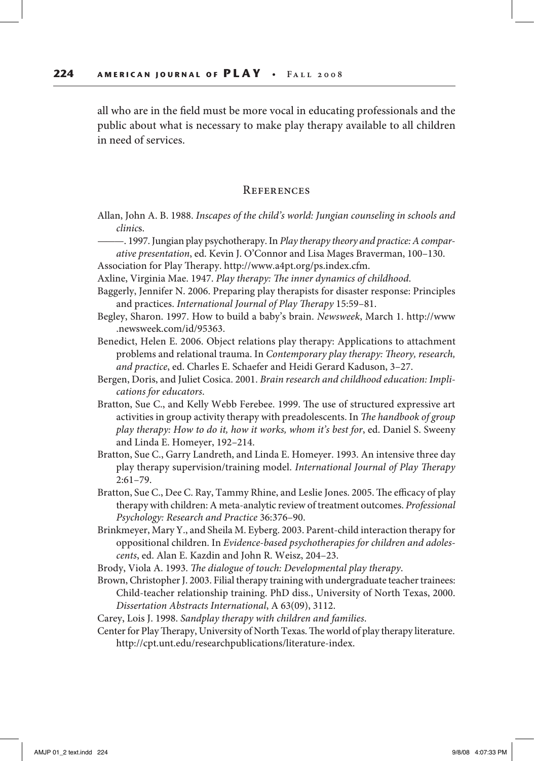all who are in the field must be more vocal in educating professionals and the public about what is necessary to make play therapy available to all children in need of services.

## References

Allan, John A. B. 1988. *Inscapes of the child's world: Jungian counseling in schools and clinics*.

———. 1997. Jungian play psychotherapy. In *Play therapy theory and practice: A comparative presentation*, ed. Kevin J. O'Connor and Lisa Mages Braverman, 100–130.

Association for Play Therapy. http://www.a4pt.org/ps.index.cfm.

Axline, Virginia Mae. 1947. *Play therapy: The inner dynamics of childhood*.

Baggerly, Jennifer N. 2006. Preparing play therapists for disaster response: Principles and practices. *International Journal of Play Therapy* 15:59–81.

Begley, Sharon. 1997. How to build a baby's brain. *Newsweek*, March 1. http://www.newsweek.com/id/95363.

Benedict, Helen E. 2006. Object relations play therapy: Applications to attachment problems and relational trauma. In *Contemporary play therapy: Theory, research, and practice*, ed. Charles E. Schaefer and Heidi Gerard Kaduson, 3–27.

Bergen, Doris, and Juliet Cosica. 2001. *Brain research and childhood education: Implications for educators*.

Bratton, Sue C., and Kelly Webb Ferebee. 1999. The use of structured expressive art activities in group activity therapy with preadolescents. In *The handbook of group play therapy: How to do it, how it works, whom it's best for*, ed. Daniel S. Sweeny and Linda E. Homeyer, 192–214.

Bratton, Sue C., Garry Landreth, and Linda E. Homeyer. 1993. An intensive three day play therapy supervision/training model. *International Journal of Play Therapy* 2:61–79.

Bratton, Sue C., Dee C. Ray, Tammy Rhine, and Leslie Jones. 2005. The efficacy of play therapy with children: A meta-analytic review of treatment outcomes. *Professional Psychology: Research and Practice* 36:376–90.

Brinkmeyer, Mary Y., and Sheila M. Eyberg. 2003. Parent-child interaction therapy for oppositional children. In *Evidence-based psychotherapies for children and adolescents*, ed. Alan E. Kazdin and John R. Weisz, 204–23.

Brody, Viola A. 1993. *The dialogue of touch: Developmental play therapy*.

Brown, Christopher J. 2003. Filial therapy training with undergraduate teacher trainees: Child-teacher relationship training. PhD diss., University of North Texas, 2000. *Dissertation Abstracts International*, A 63(09), 3112.

Carey, Lois J. 1998. *Sandplay therapy with children and families*.

Center for Play Therapy, University of North Texas. The world of play therapy literature. http://cpt.unt.edu/researchpublications/literature-index.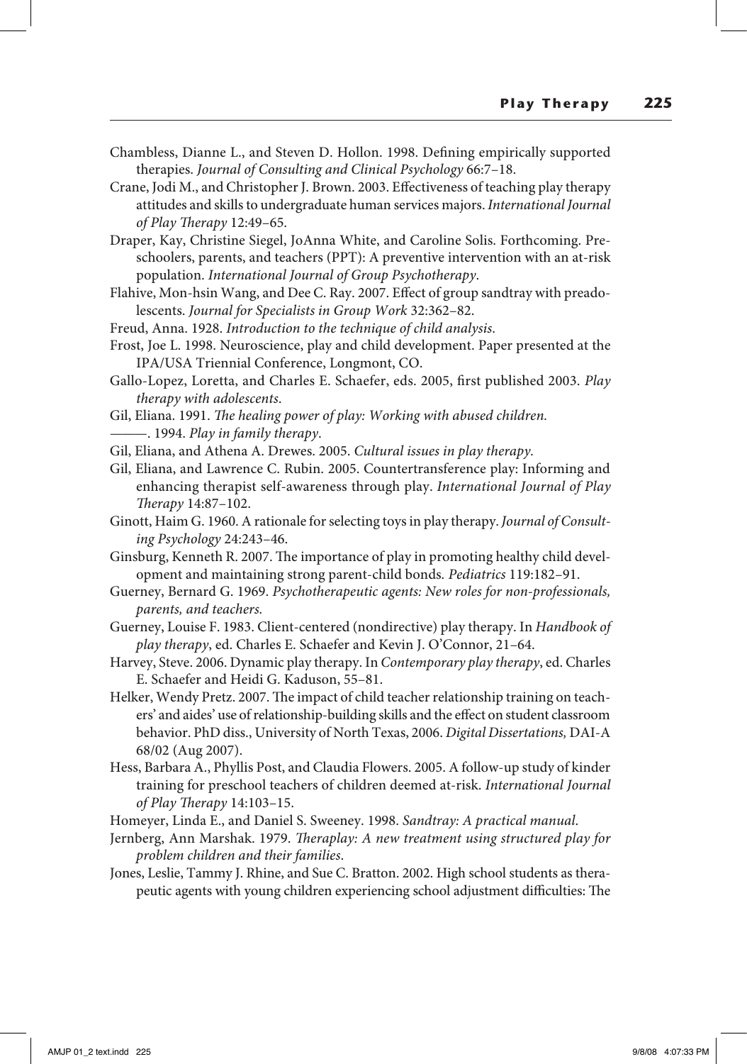Chambless, Dianne L., and Steven D. Hollon. 1998. Defining empirically supported therapies. *Journal of Consulting and Clinical Psychology* 66:7–18.

Crane, Jodi M., and Christopher J. Brown. 2003. Effectiveness of teaching play therapy attitudes and skills to undergraduate human services majors. *International Journal of Play Therapy* 12:49–65.

Draper, Kay, Christine Siegel, JoAnna White, and Caroline Solis. Forthcoming. Preschoolers, parents, and teachers (PPT): A preventive intervention with an at-risk population. *International Journal of Group Psychotherapy*.

Flahive, Mon-hsin Wang, and Dee C. Ray. 2007. Effect of group sandtray with preadolescents. *Journal for Specialists in Group Work* 32:362–82.

Freud, Anna. 1928. *Introduction to the technique of child analysis*.

Frost, Joe L. 1998. Neuroscience, play and child development. Paper presented at the IPA/USA Triennial Conference, Longmont, CO.

Gallo-Lopez, Loretta, and Charles E. Schaefer, eds. 2005, first published 2003. *Play therapy with adolescents*.

Gil, Eliana. 1991. *The healing power of play: Working with abused children.*

———. 1994. *Play in family therapy*.

Gil, Eliana, and Athena A. Drewes. 2005. *Cultural issues in play therapy*.

Gil, Eliana, and Lawrence C. Rubin. 2005. Countertransference play: Informing and enhancing therapist self-awareness through play. *International Journal of Play Therapy* 14:87–102.

Ginott, Haim G. 1960. A rationale for selecting toys in play therapy. *Journal of Consulting Psychology* 24:243–46.

Ginsburg, Kenneth R. 2007. The importance of play in promoting healthy child development and maintaining strong parent-child bonds. *Pediatrics* 119:182–91.

Guerney, Bernard G. 1969. *Psychotherapeutic agents: New roles for non-professionals, parents, and teachers.*

Guerney, Louise F. 1983. Client-centered (nondirective) play therapy. In *Handbook of play therapy*, ed. Charles E. Schaefer and Kevin J. O'Connor, 21–64.

Harvey, Steve. 2006. Dynamic play therapy. In *Contemporary play therapy*, ed. Charles E. Schaefer and Heidi G. Kaduson, 55–81.

Helker, Wendy Pretz. 2007. The impact of child teacher relationship training on teachers' and aides' use of relationship-building skills and the effect on student classroom behavior. PhD diss., University of North Texas, 2006. *Digital Dissertations,* DAI-A 68/02 (Aug 2007).

Hess, Barbara A., Phyllis Post, and Claudia Flowers. 2005. A follow-up study of kinder training for preschool teachers of children deemed at-risk. *International Journal of Play Therapy* 14:103–15.

Homeyer, Linda E., and Daniel S. Sweeney. 1998. *Sandtray: A practical manual*.

Jernberg, Ann Marshak. 1979. *Theraplay: A new treatment using structured play for problem children and their families.*

Jones, Leslie, Tammy J. Rhine, and Sue C. Bratton. 2002. High school students as therapeutic agents with young children experiencing school adjustment difficulties: The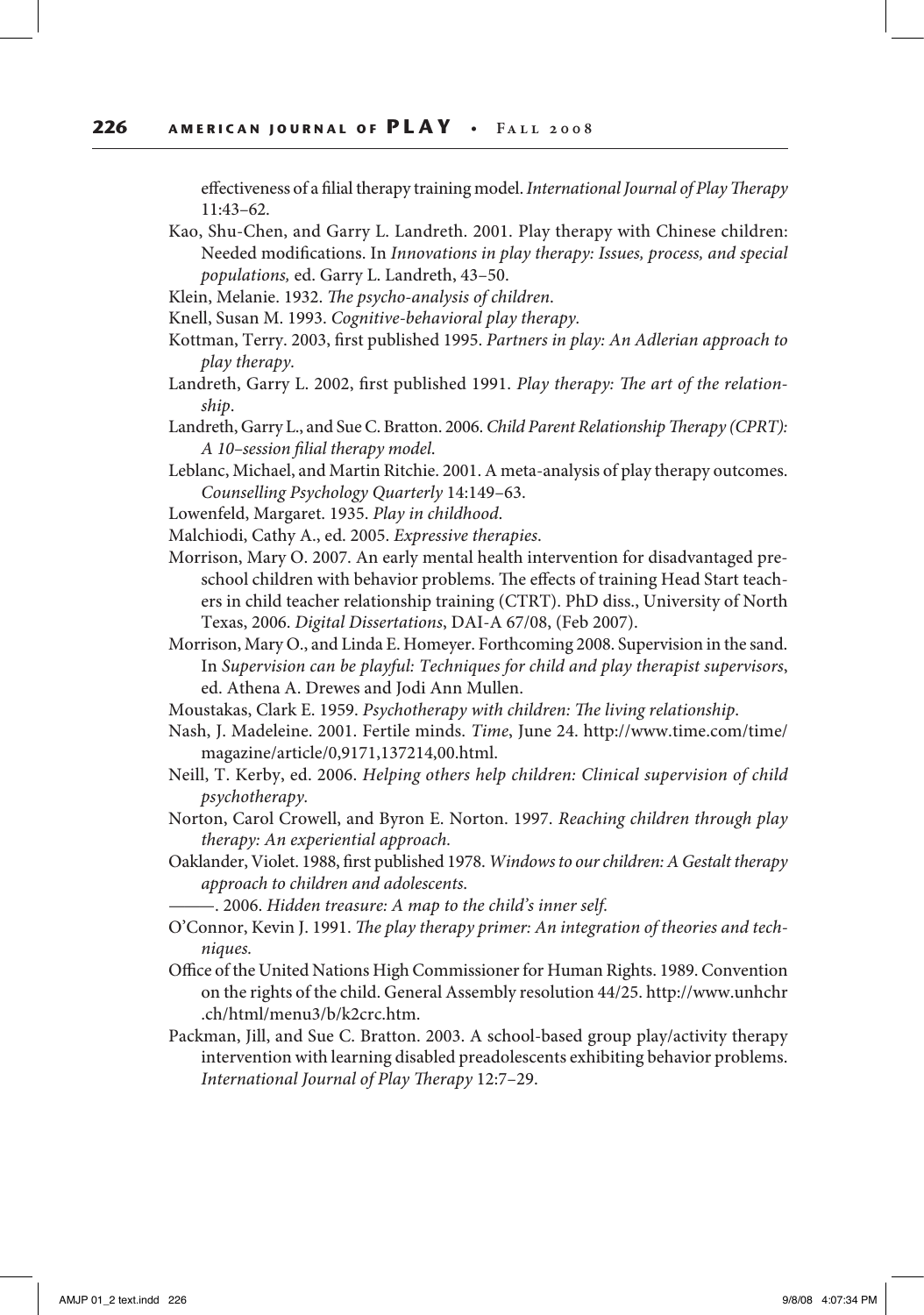effectiveness of a filial therapy training model. *International Journal of Play Therapy* 11:43–62.

Kao, Shu-Chen, and Garry L. Landreth. 2001. Play therapy with Chinese children: Needed modifications. In *Innovations in play therapy: Issues, process, and special populations,* ed. Garry L. Landreth, 43–50.

Klein, Melanie. 1932. *The psycho-analysis of children.*

Knell, Susan M. 1993. *Cognitive-behavioral play therapy.*

Kottman, Terry. 2003, first published 1995. *Partners in play: An Adlerian approach to play therapy.*

Landreth, Garry L. 2002, first published 1991. *Play therapy: The art of the relationship*.

Landreth, Garry L., and Sue C. Bratton. 2006. *Child Parent Relationship Therapy (CPRT): A 10–session filial therapy model.*

Leblanc, Michael, and Martin Ritchie. 2001. A meta-analysis of play therapy outcomes. *Counselling Psychology Quarterly* 14:149–63.

Lowenfeld, Margaret. 1935. *Play in childhood*.

Malchiodi, Cathy A., ed. 2005. *Expressive therapies.*

Morrison, Mary O. 2007. An early mental health intervention for disadvantaged preschool children with behavior problems. The effects of training Head Start teachers in child teacher relationship training (CTRT). PhD diss., University of North Texas, 2006. *Digital Dissertations*, DAI-A 67/08, (Feb 2007).

Morrison, Mary O., and Linda E. Homeyer. Forthcoming 2008. Supervision in the sand. In *Supervision can be playful: Techniques for child and play therapist supervisors*, ed. Athena A. Drewes and Jodi Ann Mullen.

Moustakas, Clark E. 1959. *Psychotherapy with children: The living relationship*.

Nash, J. Madeleine. 2001. Fertile minds. *Time*, June 24. http://www.time.com/time/magazine/article/0,9171,137214,00.html.

Neill, T. Kerby, ed. 2006. *Helping others help children: Clinical supervision of child psychotherapy.*

Norton, Carol Crowell, and Byron E. Norton. 1997. *Reaching children through play therapy: An experiential approach.*

Oaklander, Violet. 1988, first published 1978. *Windows to our children: A Gestalt therapy approach to children and adolescents.*

———. 2006. *Hidden treasure: A map to the child's inner self.*

O'Connor, Kevin J. 1991. *The play therapy primer: An integration of theories and techniques.*

Office of the United Nations High Commissioner for Human Rights. 1989. Convention on the rights of the child. General Assembly resolution 44/25. http://www.unhchr.ch/html/menu3/b/k2crc.htm.

Packman, Jill, and Sue C. Bratton. 2003. A school-based group play/activity therapy intervention with learning disabled preadolescents exhibiting behavior problems. *International Journal of Play Therapy* 12:7–29.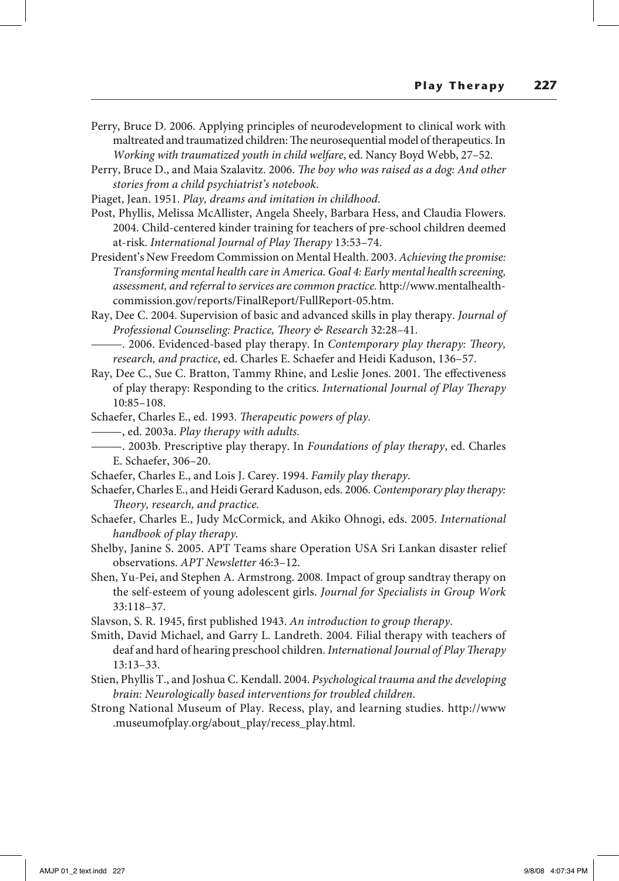Perry, Bruce D. 2006. Applying principles of neurodevelopment to clinical work with maltreated and traumatized children: The neurosequential model of therapeutics. In *Working with traumatized youth in child welfare*, ed. Nancy Boyd Webb, 27–52.

Perry, Bruce D., and Maia Szalavitz. 2006. *The boy who was raised as a dog: And other stories from a child psychiatrist's notebook*.

Piaget, Jean. 1951. *Play, dreams and imitation in childhood*.

Post, Phyllis, Melissa McAllister, Angela Sheely, Barbara Hess, and Claudia Flowers. 2004. Child-centered kinder training for teachers of pre-school children deemed at-risk. *International Journal of Play Therapy* 13:53–74.

President's New Freedom Commission on Mental Health. 2003. *Achieving the promise: Transforming mental health care in America. Goal 4: Early mental health screening, assessment, and referral to services are common practice.* http://www.mentalhealthcommission.gov/reports/FinalReport/FullReport-05.htm.

Ray, Dee C. 2004. Supervision of basic and advanced skills in play therapy. *Journal of Professional Counseling: Practice, Theory & Research* 32:28–41.

———. 2006. Evidenced-based play therapy. In *Contemporary play therapy: Theory, research, and practice*, ed. Charles E. Schaefer and Heidi Kaduson, 136–57.

Ray, Dee C., Sue C. Bratton, Tammy Rhine, and Leslie Jones. 2001. The effectiveness of play therapy: Responding to the critics. *International Journal of Play Therapy* 10:85–108.

Schaefer, Charles E., ed. 1993. *Therapeutic powers of play*.

———, ed. 2003a. *Play therapy with adults*.

———. 2003b. Prescriptive play therapy. In *Foundations of play therapy*, ed. Charles E. Schaefer, 306–20.

Schaefer, Charles E., and Lois J. Carey. 1994. *Family play therapy*.

Schaefer, Charles E., and Heidi Gerard Kaduson, eds. 2006. *Contemporary play therapy: Theory, research, and practice*.

Schaefer, Charles E., Judy McCormick, and Akiko Ohnogi, eds. 2005. *International handbook of play therapy*.

Shelby, Janine S. 2005. APT Teams share Operation USA Sri Lankan disaster relief observations. *APT Newsletter* 46:3–12.

Shen, Yu-Pei, and Stephen A. Armstrong. 2008. Impact of group sandtray therapy on the self-esteem of young adolescent girls. *Journal for Specialists in Group Work* 33:118–37.

Slavson, S. R. 1945, first published 1943. *An introduction to group therapy*.

Smith, David Michael, and Garry L. Landreth. 2004. Filial therapy with teachers of deaf and hard of hearing preschool children. *International Journal of Play Therapy* 13:13–33.

Stien, Phyllis T., and Joshua C. Kendall. 2004. *Psychological trauma and the developing brain: Neurologically based interventions for troubled children*.

Strong National Museum of Play. Recess, play, and learning studies. http://www.museumofplay.org/about_play/recess_play.html.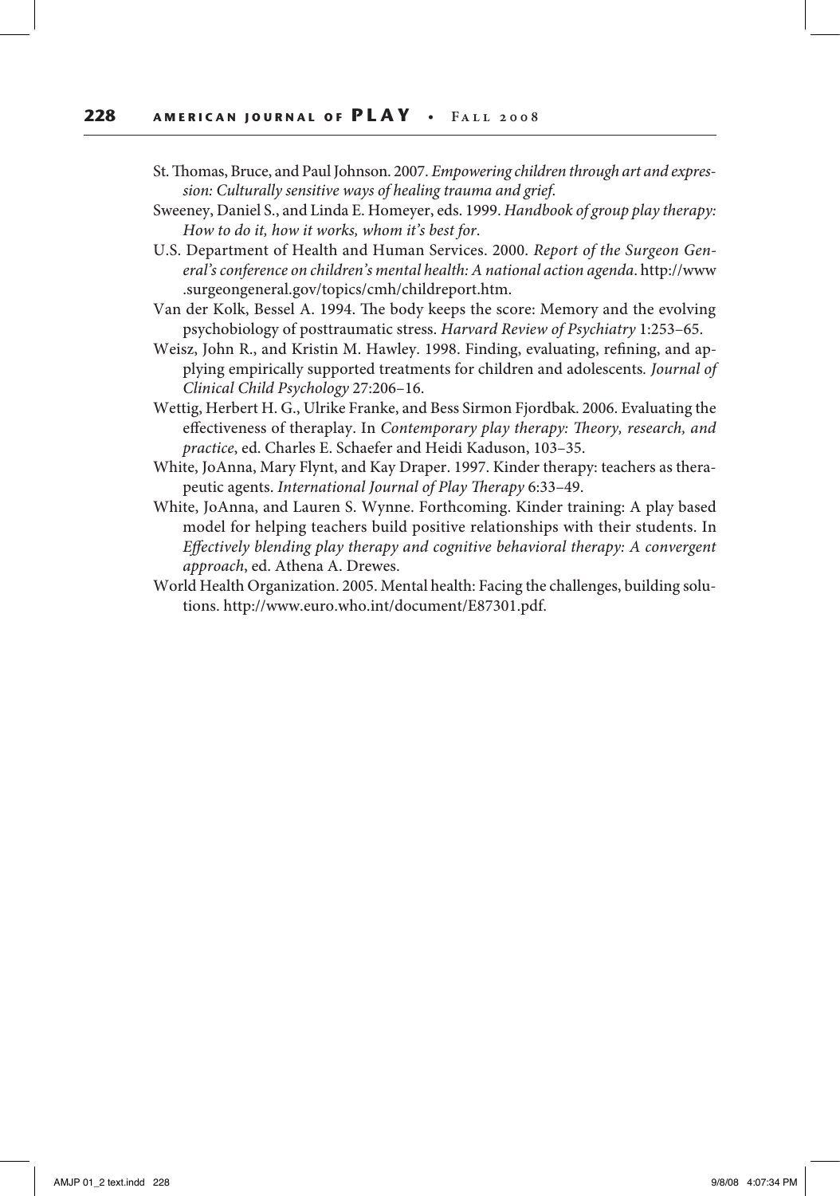St. Thomas, Bruce, and Paul Johnson. 2007. *Empowering children through art and expression: Culturally sensitive ways of healing trauma and grief*.

Sweeney, Daniel S., and Linda E. Homeyer, eds. 1999. *Handbook of group play therapy: How to do it, how it works, whom it's best for*.

U.S. Department of Health and Human Services. 2000. *Report of the Surgeon General's conference on children's mental health: A national action agenda*. http://www.surgeongeneral.gov/topics/cmh/childreport.htm.

Van der Kolk, Bessel A. 1994. The body keeps the score: Memory and the evolving psychobiology of posttraumatic stress. *Harvard Review of Psychiatry* 1:253–65.

Weisz, John R., and Kristin M. Hawley. 1998. Finding, evaluating, refining, and applying empirically supported treatments for children and adolescents. *Journal of Clinical Child Psychology* 27:206–16.

Wettig, Herbert H. G., Ulrike Franke, and Bess Sirmon Fjordbak. 2006. Evaluating the effectiveness of theraplay. In *Contemporary play therapy: Theory, research, and practice*, ed. Charles E. Schaefer and Heidi Kaduson, 103–35.

White, JoAnna, Mary Flynt, and Kay Draper. 1997. Kinder therapy: teachers as therapeutic agents. *International Journal of Play Therapy* 6:33–49.

White, JoAnna, and Lauren S. Wynne. Forthcoming. Kinder training: A play based model for helping teachers build positive relationships with their students. In *Effectively blending play therapy and cognitive behavioral therapy: A convergent approach*, ed. Athena A. Drewes.

World Health Organization. 2005. Mental health: Facing the challenges, building solutions. http://www.euro.who.int/document/E87301.pdf.